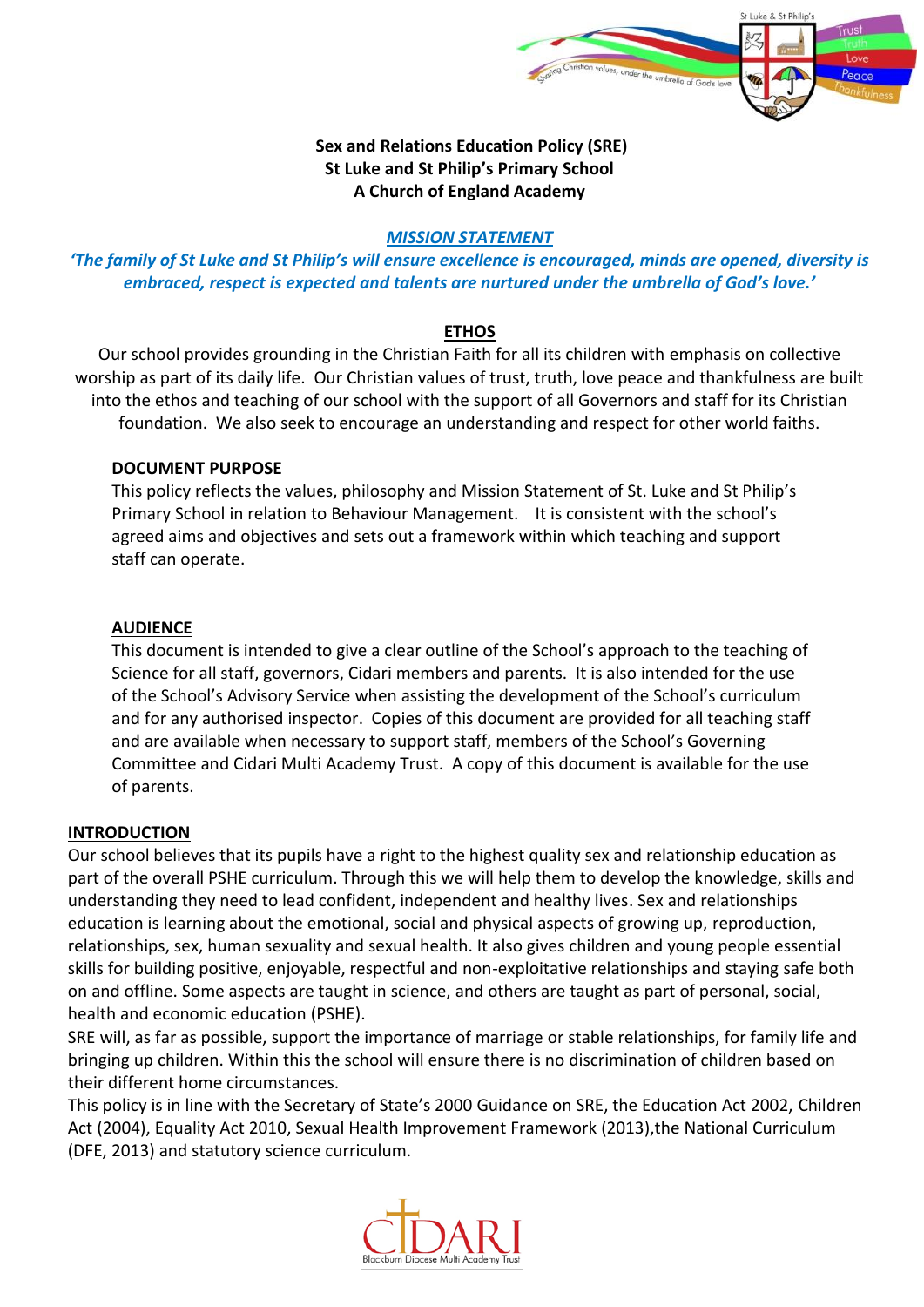**Sex and Relations Education Policy (SRE)**
**St Luke and St Philip's Primary School**
**A Church of England Academy**

## *MISSION STATEMENT*

***'The family of St Luke and St Philip's will ensure excellence is encouraged, minds are opened, diversity is embraced, respect is expected and talents are nurtured under the umbrella of God's love.'***

## ETHOS

Our school provides grounding in the Christian Faith for all its children with emphasis on collective worship as part of its daily life. Our Christian values of trust, truth, love peace and thankfulness are built into the ethos and teaching of our school with the support of all Governors and staff for its Christian foundation. We also seek to encourage an understanding and respect for other world faiths.

### DOCUMENT PURPOSE

This policy reflects the values, philosophy and Mission Statement of St. Luke and St Philip's Primary School in relation to Behaviour Management. It is consistent with the school's agreed aims and objectives and sets out a framework within which teaching and support staff can operate.

### AUDIENCE

This document is intended to give a clear outline of the School's approach to the teaching of Science for all staff, governors, Cidari members and parents. It is also intended for the use of the School's Advisory Service when assisting the development of the School's curriculum and for any authorised inspector. Copies of this document are provided for all teaching staff and are available when necessary to support staff, members of the School's Governing Committee and Cidari Multi Academy Trust. A copy of this document is available for the use of parents.

### INTRODUCTION

Our school believes that its pupils have a right to the highest quality sex and relationship education as part of the overall PSHE curriculum. Through this we will help them to develop the knowledge, skills and understanding they need to lead confident, independent and healthy lives. Sex and relationships education is learning about the emotional, social and physical aspects of growing up, reproduction, relationships, sex, human sexuality and sexual health. It also gives children and young people essential skills for building positive, enjoyable, respectful and non-exploitative relationships and staying safe both on and offline. Some aspects are taught in science, and others are taught as part of personal, social, health and economic education (PSHE).

SRE will, as far as possible, support the importance of marriage or stable relationships, for family life and bringing up children. Within this the school will ensure there is no discrimination of children based on their different home circumstances.

This policy is in line with the Secretary of State's 2000 Guidance on SRE, the Education Act 2002, Children Act (2004), Equality Act 2010, Sexual Health Improvement Framework (2013),the National Curriculum (DFE, 2013) and statutory science curriculum.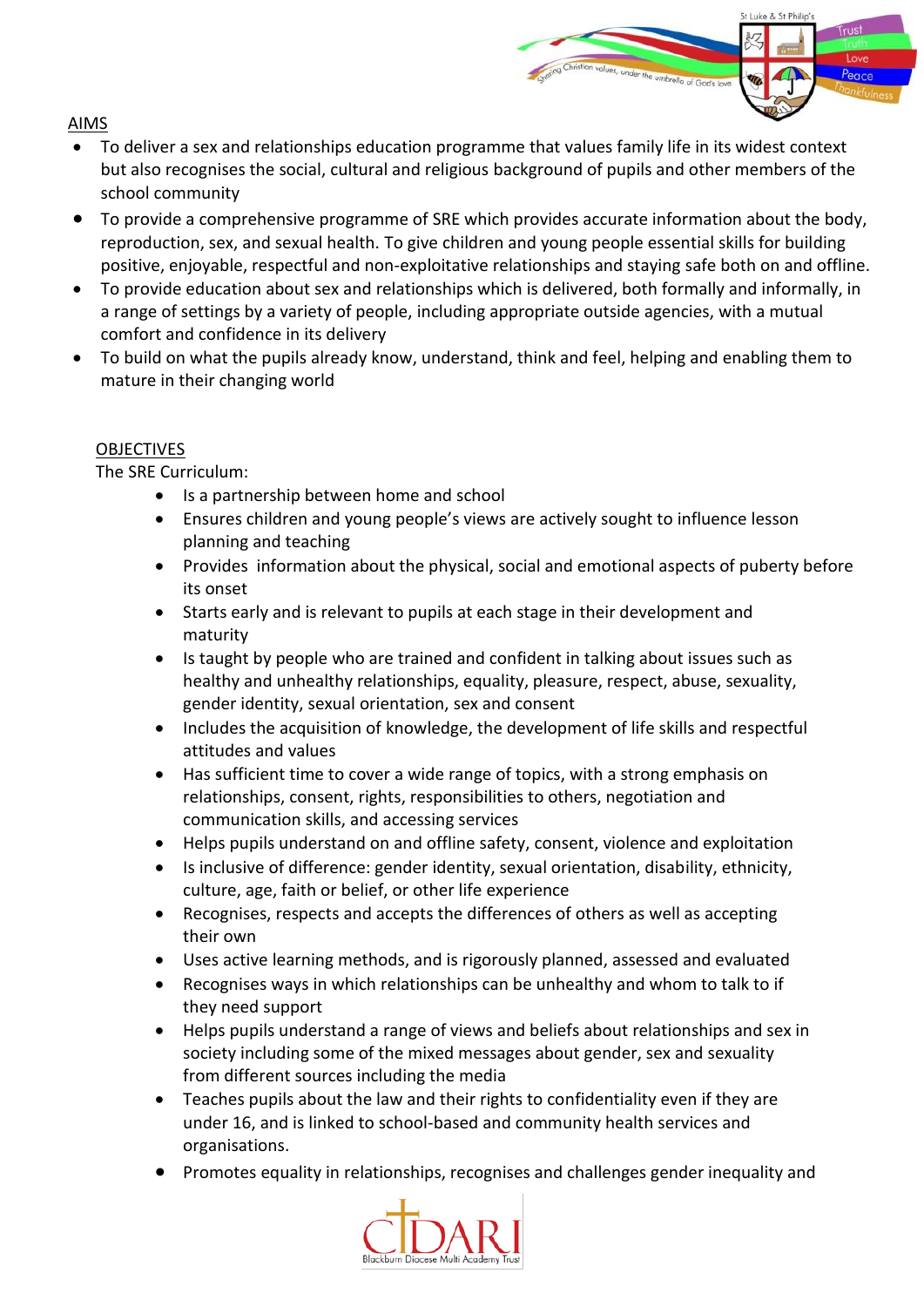AIMS

- To deliver a sex and relationships education programme that values family life in its widest context but also recognises the social, cultural and religious background of pupils and other members of the school community
- To provide a comprehensive programme of SRE which provides accurate information about the body, reproduction, sex, and sexual health. To give children and young people essential skills for building positive, enjoyable, respectful and non-exploitative relationships and staying safe both on and offline.
- To provide education about sex and relationships which is delivered, both formally and informally, in a range of settings by a variety of people, including appropriate outside agencies, with a mutual comfort and confidence in its delivery
- To build on what the pupils already know, understand, think and feel, helping and enabling them to mature in their changing world

OBJECTIVES

The SRE Curriculum:

- Is a partnership between home and school
- Ensures children and young people's views are actively sought to influence lesson planning and teaching
- Provides information about the physical, social and emotional aspects of puberty before its onset
- Starts early and is relevant to pupils at each stage in their development and maturity
- Is taught by people who are trained and confident in talking about issues such as healthy and unhealthy relationships, equality, pleasure, respect, abuse, sexuality, gender identity, sexual orientation, sex and consent
- Includes the acquisition of knowledge, the development of life skills and respectful attitudes and values
- Has sufficient time to cover a wide range of topics, with a strong emphasis on relationships, consent, rights, responsibilities to others, negotiation and communication skills, and accessing services
- Helps pupils understand on and offline safety, consent, violence and exploitation
- Is inclusive of difference: gender identity, sexual orientation, disability, ethnicity, culture, age, faith or belief, or other life experience
- Recognises, respects and accepts the differences of others as well as accepting their own
- Uses active learning methods, and is rigorously planned, assessed and evaluated
- Recognises ways in which relationships can be unhealthy and whom to talk to if they need support
- Helps pupils understand a range of views and beliefs about relationships and sex in society including some of the mixed messages about gender, sex and sexuality from different sources including the media
- Teaches pupils about the law and their rights to confidentiality even if they are under 16, and is linked to school-based and community health services and organisations.
- Promotes equality in relationships, recognises and challenges gender inequality and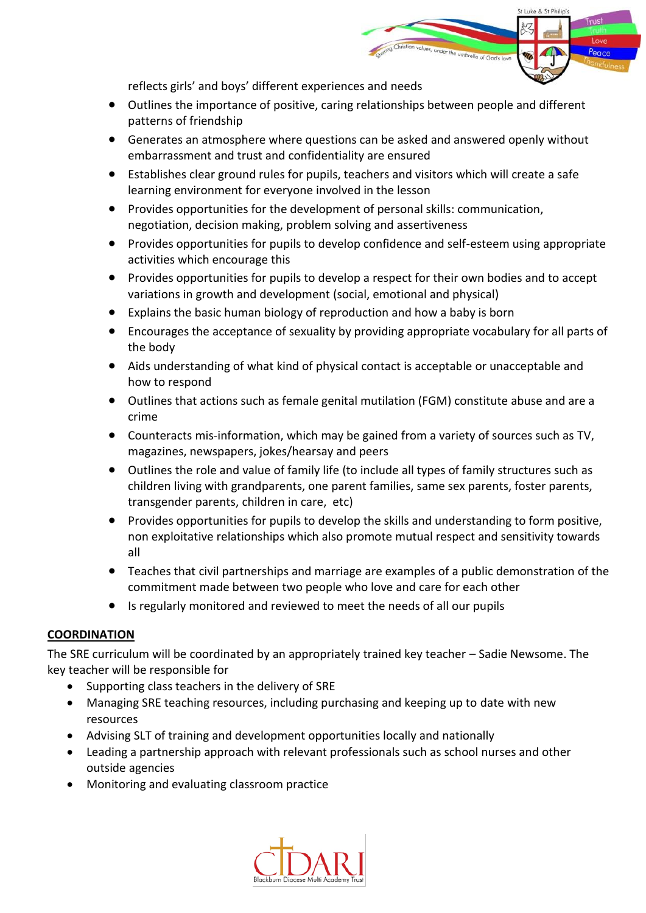reflects girls' and boys' different experiences and needs

- Outlines the importance of positive, caring relationships between people and different patterns of friendship
- Generates an atmosphere where questions can be asked and answered openly without embarrassment and trust and confidentiality are ensured
- Establishes clear ground rules for pupils, teachers and visitors which will create a safe learning environment for everyone involved in the lesson
- Provides opportunities for the development of personal skills: communication, negotiation, decision making, problem solving and assertiveness
- Provides opportunities for pupils to develop confidence and self-esteem using appropriate activities which encourage this
- Provides opportunities for pupils to develop a respect for their own bodies and to accept variations in growth and development (social, emotional and physical)
- Explains the basic human biology of reproduction and how a baby is born
- Encourages the acceptance of sexuality by providing appropriate vocabulary for all parts of the body
- Aids understanding of what kind of physical contact is acceptable or unacceptable and how to respond
- Outlines that actions such as female genital mutilation (FGM) constitute abuse and are a crime
- Counteracts mis-information, which may be gained from a variety of sources such as TV, magazines, newspapers, jokes/hearsay and peers
- Outlines the role and value of family life (to include all types of family structures such as children living with grandparents, one parent families, same sex parents, foster parents, transgender parents, children in care, etc)
- Provides opportunities for pupils to develop the skills and understanding to form positive, non exploitative relationships which also promote mutual respect and sensitivity towards all
- Teaches that civil partnerships and marriage are examples of a public demonstration of the commitment made between two people who love and care for each other
- Is regularly monitored and reviewed to meet the needs of all our pupils

## COORDINATION

The SRE curriculum will be coordinated by an appropriately trained key teacher – Sadie Newsome. The key teacher will be responsible for

- Supporting class teachers in the delivery of SRE
- Managing SRE teaching resources, including purchasing and keeping up to date with new resources
- Advising SLT of training and development opportunities locally and nationally
- Leading a partnership approach with relevant professionals such as school nurses and other outside agencies
- Monitoring and evaluating classroom practice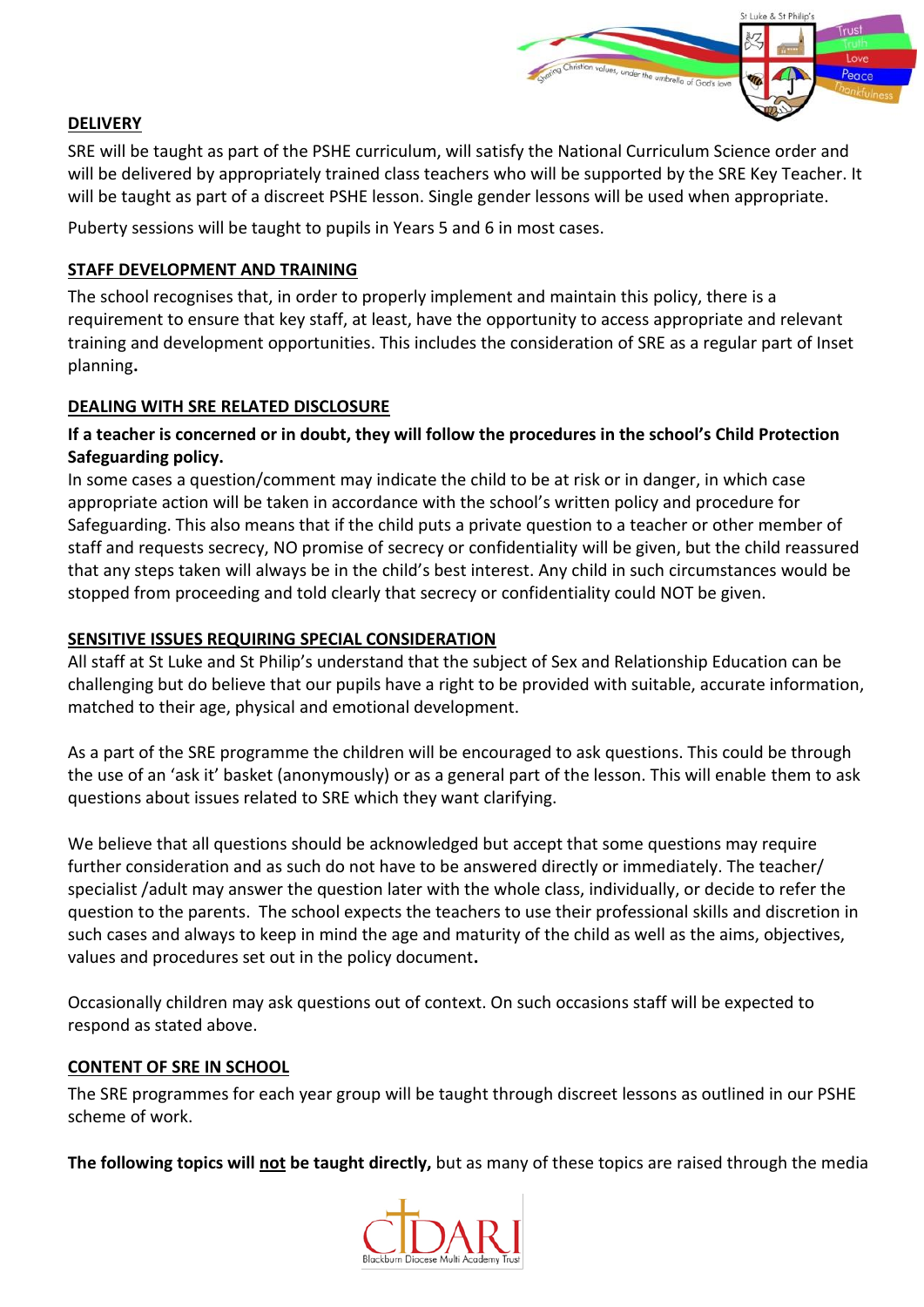## DELIVERY

SRE will be taught as part of the PSHE curriculum, will satisfy the National Curriculum Science order and will be delivered by appropriately trained class teachers who will be supported by the SRE Key Teacher. It will be taught as part of a discreet PSHE lesson. Single gender lessons will be used when appropriate.

Puberty sessions will be taught to pupils in Years 5 and 6 in most cases.

## STAFF DEVELOPMENT AND TRAINING

The school recognises that, in order to properly implement and maintain this policy, there is a requirement to ensure that key staff, at least, have the opportunity to access appropriate and relevant training and development opportunities. This includes the consideration of SRE as a regular part of Inset planning**.**

## DEALING WITH SRE RELATED DISCLOSURE

**If a teacher is concerned or in doubt, they will follow the procedures in the school's Child Protection Safeguarding policy.**

In some cases a question/comment may indicate the child to be at risk or in danger, in which case appropriate action will be taken in accordance with the school's written policy and procedure for Safeguarding. This also means that if the child puts a private question to a teacher or other member of staff and requests secrecy, NO promise of secrecy or confidentiality will be given, but the child reassured that any steps taken will always be in the child's best interest. Any child in such circumstances would be stopped from proceeding and told clearly that secrecy or confidentiality could NOT be given.

## SENSITIVE ISSUES REQUIRING SPECIAL CONSIDERATION

All staff at St Luke and St Philip's understand that the subject of Sex and Relationship Education can be challenging but do believe that our pupils have a right to be provided with suitable, accurate information, matched to their age, physical and emotional development.

As a part of the SRE programme the children will be encouraged to ask questions. This could be through the use of an 'ask it' basket (anonymously) or as a general part of the lesson. This will enable them to ask questions about issues related to SRE which they want clarifying.

We believe that all questions should be acknowledged but accept that some questions may require further consideration and as such do not have to be answered directly or immediately. The teacher/ specialist /adult may answer the question later with the whole class, individually, or decide to refer the question to the parents. The school expects the teachers to use their professional skills and discretion in such cases and always to keep in mind the age and maturity of the child as well as the aims, objectives, values and procedures set out in the policy document**.**

Occasionally children may ask questions out of context. On such occasions staff will be expected to respond as stated above.

## CONTENT OF SRE IN SCHOOL

The SRE programmes for each year group will be taught through discreet lessons as outlined in our PSHE scheme of work.

**The following topics will <u>not</u> be taught directly,** but as many of these topics are raised through the media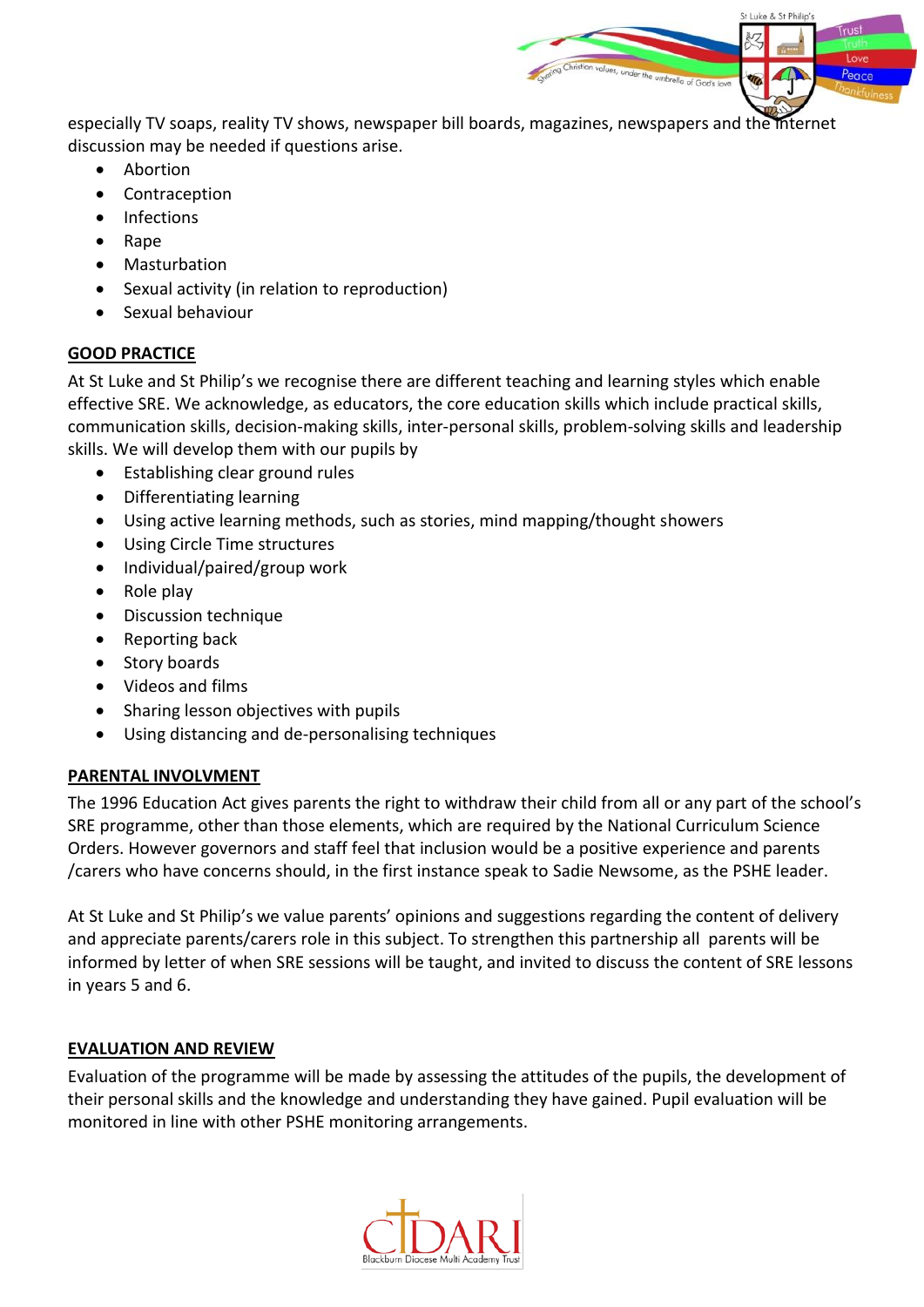especially TV soaps, reality TV shows, newspaper bill boards, magazines, newspapers and the internet discussion may be needed if questions arise.

- Abortion
- Contraception
- Infections
- Rape
- Masturbation
- Sexual activity (in relation to reproduction)
- Sexual behaviour

## GOOD PRACTICE

At St Luke and St Philip's we recognise there are different teaching and learning styles which enable effective SRE. We acknowledge, as educators, the core education skills which include practical skills, communication skills, decision-making skills, inter-personal skills, problem-solving skills and leadership skills. We will develop them with our pupils by

- Establishing clear ground rules
- Differentiating learning
- Using active learning methods, such as stories, mind mapping/thought showers
- Using Circle Time structures
- Individual/paired/group work
- Role play
- Discussion technique
- Reporting back
- Story boards
- Videos and films
- Sharing lesson objectives with pupils
- Using distancing and de-personalising techniques

## PARENTAL INVOLVMENT

The 1996 Education Act gives parents the right to withdraw their child from all or any part of the school's SRE programme, other than those elements, which are required by the National Curriculum Science Orders. However governors and staff feel that inclusion would be a positive experience and parents /carers who have concerns should, in the first instance speak to Sadie Newsome, as the PSHE leader.

At St Luke and St Philip's we value parents' opinions and suggestions regarding the content of delivery and appreciate parents/carers role in this subject. To strengthen this partnership all parents will be informed by letter of when SRE sessions will be taught, and invited to discuss the content of SRE lessons in years 5 and 6.

## EVALUATION AND REVIEW

Evaluation of the programme will be made by assessing the attitudes of the pupils, the development of their personal skills and the knowledge and understanding they have gained. Pupil evaluation will be monitored in line with other PSHE monitoring arrangements.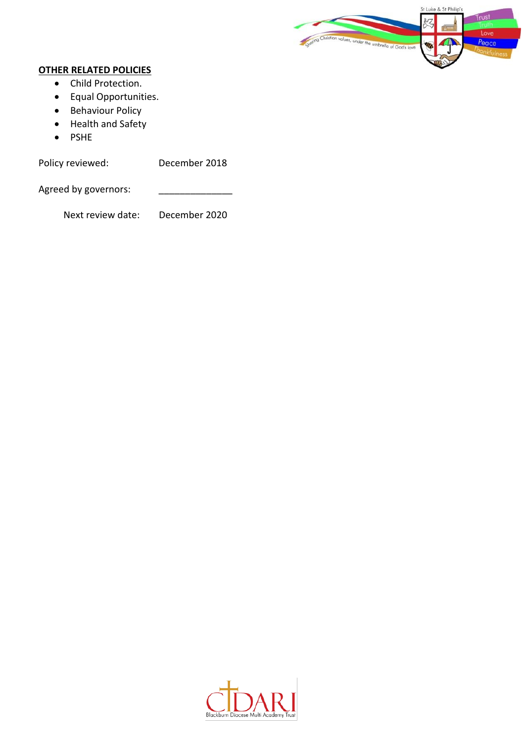**OTHER RELATED POLICIES**

- Child Protection.
- Equal Opportunities.
- Behaviour Policy
- Health and Safety
- PSHE

Policy reviewed: December 2018

Agreed by governors: ______________

Next review date: December 2020